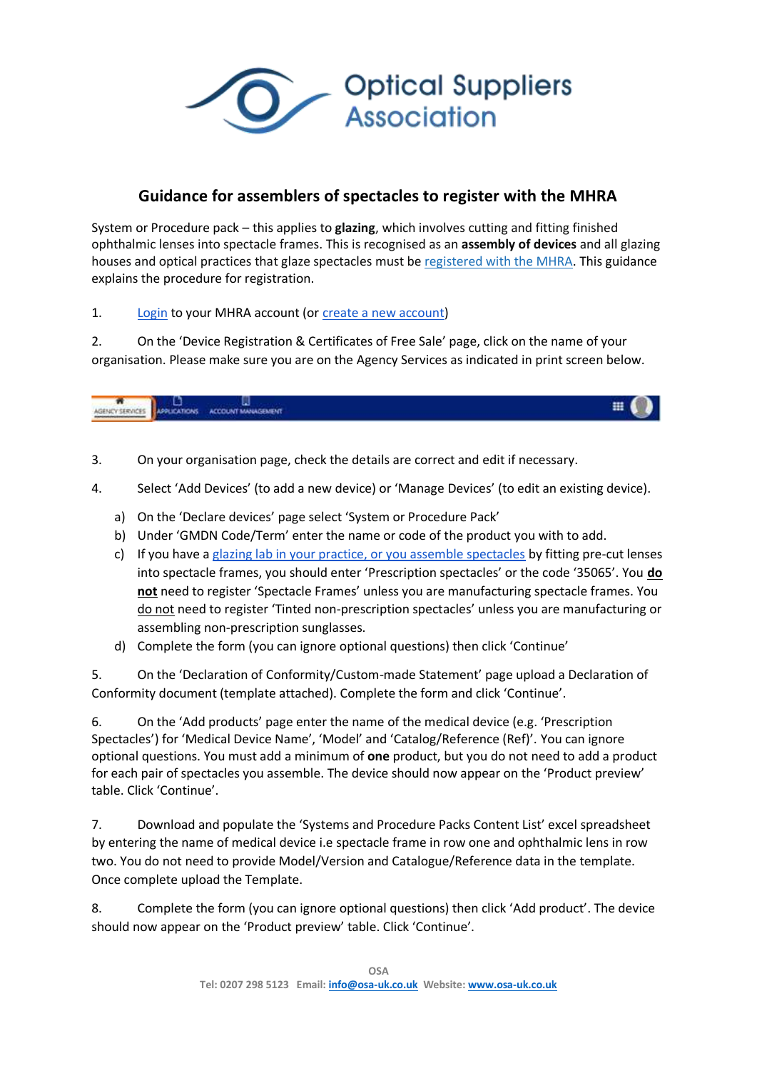# Guidance for assemblers of spectacles to register with the MHRA

System or Procedure pack – this applies to **glazing**, which involves cutting and fitting finished ophthalmic lenses into spectacle frames. This is recognised as an **assembly of devices** and all glazing houses and optical practices that glaze spectacles must be registered with the MHRA. This guidance explains the procedure for registration.

1. Login to your MHRA account (or create a new account)

2. On the 'Device Registration & Certificates of Free Sale' page, click on the name of your organisation. Please make sure you are on the Agency Services as indicated in print screen below.

3. On your organisation page, check the details are correct and edit if necessary.

4. Select 'Add Devices' (to add a new device) or 'Manage Devices' (to edit an existing device).

   a) On the 'Declare devices' page select 'System or Procedure Pack'
   b) Under 'GMDN Code/Term' enter the name or code of the product you with to add.
   c) If you have a glazing lab in your practice, or you assemble spectacles by fitting pre-cut lenses into spectacle frames, you should enter 'Prescription spectacles' or the code '35065'. You **do not** need to register 'Spectacle Frames' unless you are manufacturing spectacle frames. You do not need to register 'Tinted non-prescription spectacles' unless you are manufacturing or assembling non-prescription sunglasses.
   d) Complete the form (you can ignore optional questions) then click 'Continue'

5. On the 'Declaration of Conformity/Custom-made Statement' page upload a Declaration of Conformity document (template attached). Complete the form and click 'Continue'.

6. On the 'Add products' page enter the name of the medical device (e.g. 'Prescription Spectacles') for 'Medical Device Name', 'Model' and 'Catalog/Reference (Ref)'. You can ignore optional questions. You must add a minimum of **one** product, but you do not need to add a product for each pair of spectacles you assemble. The device should now appear on the 'Product preview' table. Click 'Continue'.

7. Download and populate the 'Systems and Procedure Packs Content List' excel spreadsheet by entering the name of medical device i.e spectacle frame in row one and ophthalmic lens in row two. You do not need to provide Model/Version and Catalogue/Reference data in the template. Once complete upload the Template.

8. Complete the form (you can ignore optional questions) then click 'Add product'. The device should now appear on the 'Product preview' table. Click 'Continue'.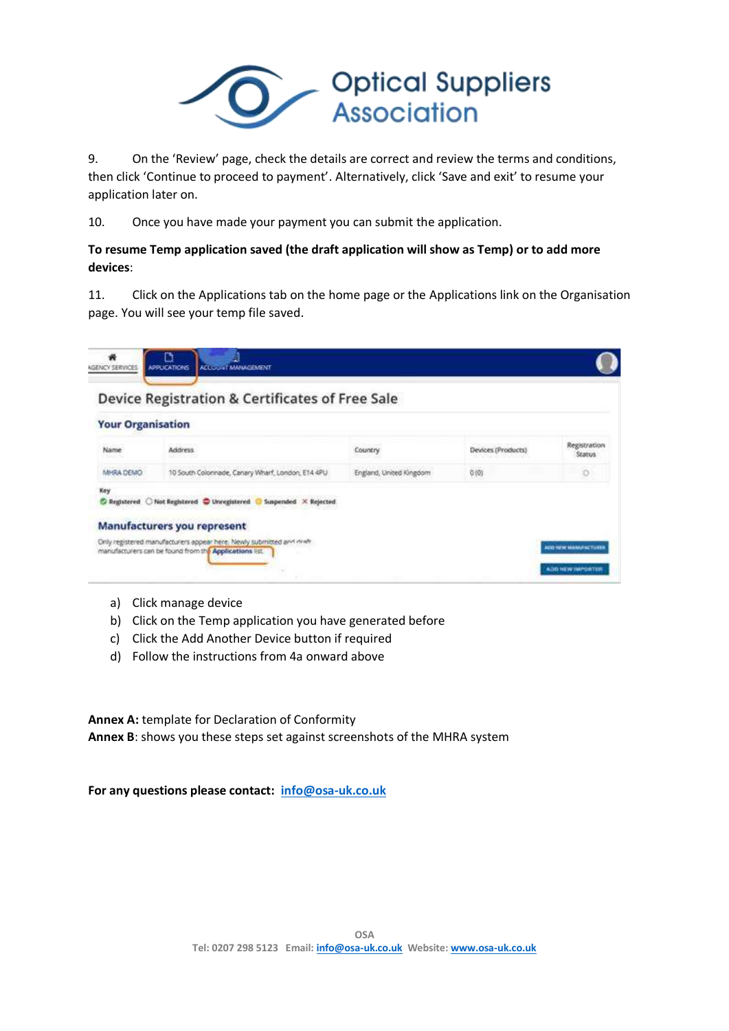9. On the 'Review' page, check the details are correct and review the terms and conditions, then click 'Continue to proceed to payment'. Alternatively, click 'Save and exit' to resume your application later on.

10. Once you have made your payment you can submit the application.

**To resume Temp application saved (the draft application will show as Temp) or to add more devices**:

11. Click on the Applications tab on the home page or the Applications link on the Organisation page. You will see your temp file saved.

a) Click manage device
b) Click on the Temp application you have generated before
c) Click the Add Another Device button if required
d) Follow the instructions from 4a onward above

**Annex A:** template for Declaration of Conformity
**Annex B**: shows you these steps set against screenshots of the MHRA system

**For any questions please contact: info@osa-uk.co.uk**

OSA
Tel: 0207 298 5123 Email: info@osa-uk.co.uk Website: www.osa-uk.co.uk